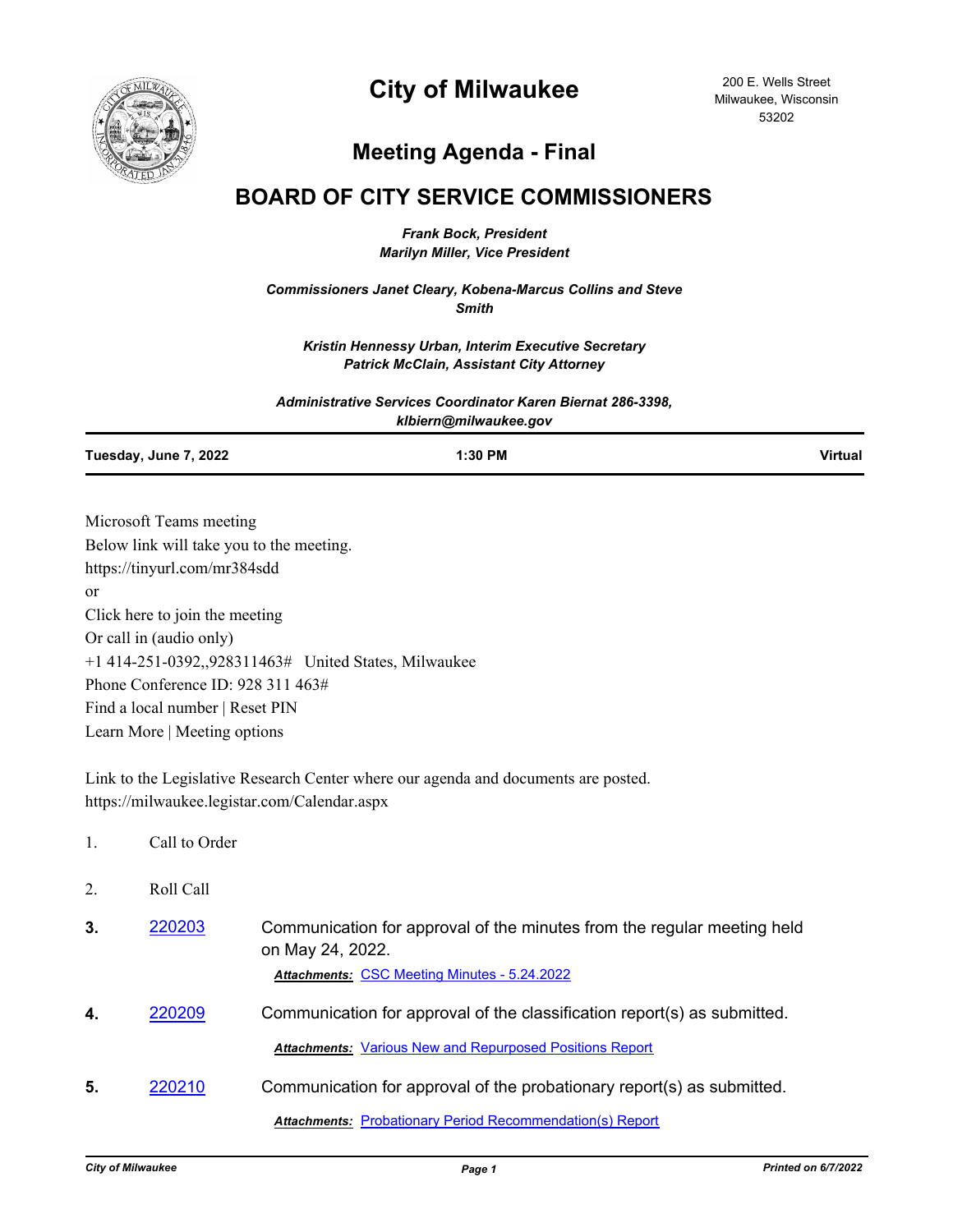# City of Milwaukee

200 E. Wells Street
Milwaukee, Wisconsin
53202

## Meeting Agenda - Final

## BOARD OF CITY SERVICE COMMISSIONERS

***Frank Bock, President***
***Marilyn Miller, Vice President***

***Commissioners Janet Cleary, Kobena-Marcus Collins and Steve Smith***

***Kristin Hennessy Urban, Interim Executive Secretary***
***Patrick McClain, Assistant City Attorney***

***Administrative Services Coordinator Karen Biernat 286-3398, klbiern@milwaukee.gov***

| **Tuesday, June 7, 2022** | **1:30 PM** | **Virtual** |
|---|---|---|

Microsoft Teams meeting
Below link will take you to the meeting.
https://tinyurl.com/mr384sdd
or
Click here to join the meeting
Or call in (audio only)
+1 414-251-0392,,928311463#   United States, Milwaukee
Phone Conference ID: 928 311 463#
Find a local number | Reset PIN
Learn More | Meeting options

Link to the Legislative Research Center where our agenda and documents are posted.
https://milwaukee.legistar.com/Calendar.aspx

1. Call to Order

2. Roll Call

**3.** [220203] Communication for approval of the minutes from the regular meeting held on May 24, 2022.

***Attachments:*** CSC Meeting Minutes - 5.24.2022

**4.** [220209] Communication for approval of the classification report(s) as submitted.

***Attachments:*** Various New and Repurposed Positions Report

**5.** [220210] Communication for approval of the probationary report(s) as submitted.

***Attachments:*** Probationary Period Recommendation(s) Report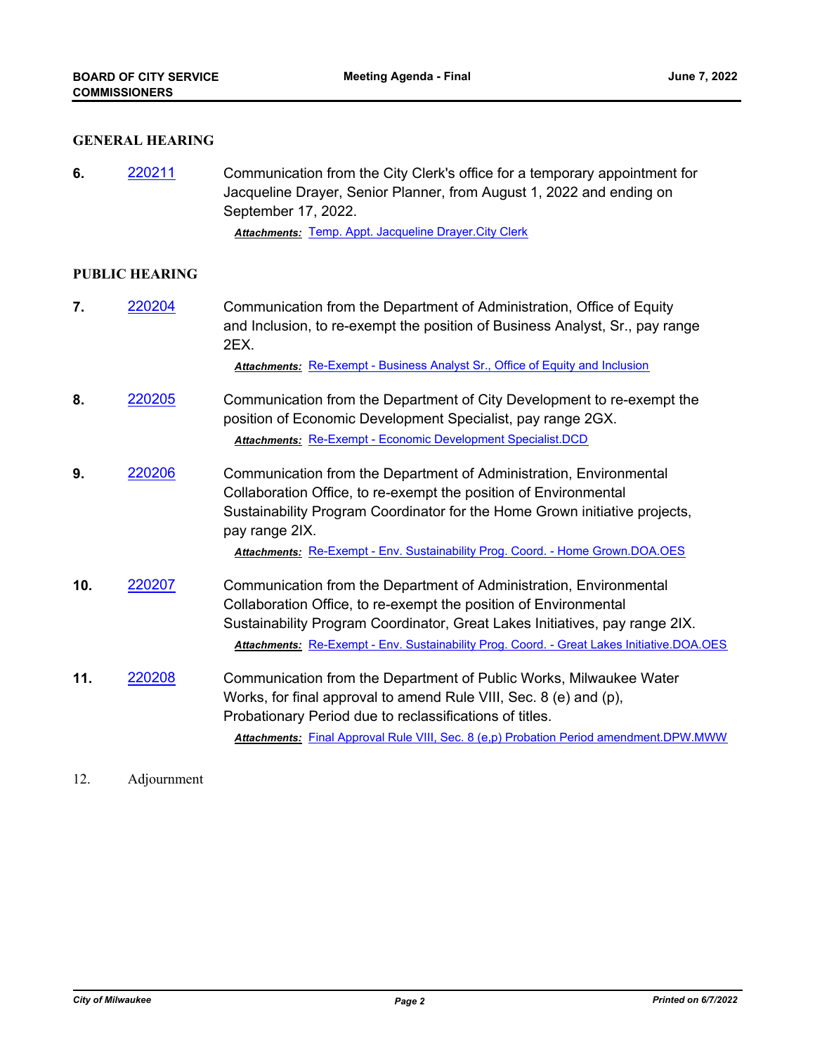## GENERAL HEARING

**6.** 220211 Communication from the City Clerk's office for a temporary appointment for Jacqueline Drayer, Senior Planner, from August 1, 2022 and ending on September 17, 2022.

***Attachments:*** Temp. Appt. Jacqueline Drayer.City Clerk

## PUBLIC HEARING

**7.** 220204 Communication from the Department of Administration, Office of Equity and Inclusion, to re-exempt the position of Business Analyst, Sr., pay range 2EX.

***Attachments:*** Re-Exempt - Business Analyst Sr., Office of Equity and Inclusion

**8.** 220205 Communication from the Department of City Development to re-exempt the position of Economic Development Specialist, pay range 2GX.

***Attachments:*** Re-Exempt - Economic Development Specialist.DCD

**9.** 220206 Communication from the Department of Administration, Environmental Collaboration Office, to re-exempt the position of Environmental Sustainability Program Coordinator for the Home Grown initiative projects, pay range 2IX.

***Attachments:*** Re-Exempt - Env. Sustainability Prog. Coord. - Home Grown.DOA.OES

**10.** 220207 Communication from the Department of Administration, Environmental Collaboration Office, to re-exempt the position of Environmental Sustainability Program Coordinator, Great Lakes Initiatives, pay range 2IX.

***Attachments:*** Re-Exempt - Env. Sustainability Prog. Coord. - Great Lakes Initiative.DOA.OES

**11.** 220208 Communication from the Department of Public Works, Milwaukee Water Works, for final approval to amend Rule VIII, Sec. 8 (e) and (p), Probationary Period due to reclassifications of titles.

***Attachments:*** Final Approval Rule VIII, Sec. 8 (e,p) Probation Period amendment.DPW.MWW

12. Adjournment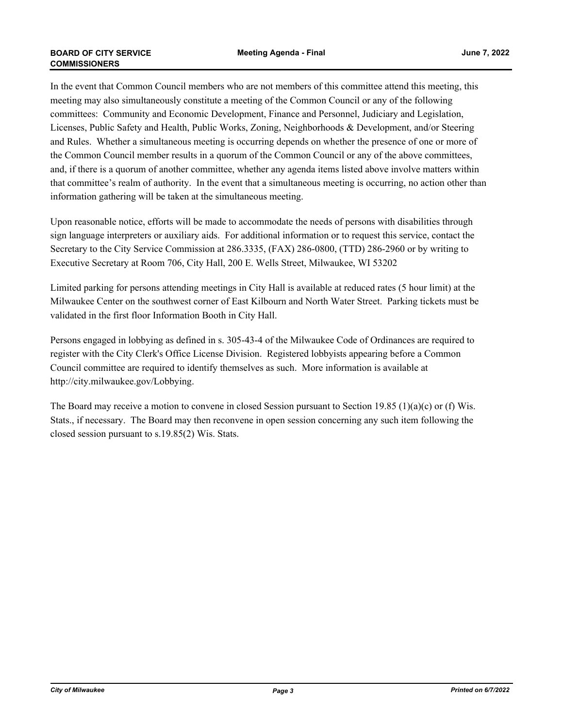In the event that Common Council members who are not members of this committee attend this meeting, this meeting may also simultaneously constitute a meeting of the Common Council or any of the following committees: Community and Economic Development, Finance and Personnel, Judiciary and Legislation, Licenses, Public Safety and Health, Public Works, Zoning, Neighborhoods & Development, and/or Steering and Rules. Whether a simultaneous meeting is occurring depends on whether the presence of one or more of the Common Council member results in a quorum of the Common Council or any of the above committees, and, if there is a quorum of another committee, whether any agenda items listed above involve matters within that committee's realm of authority. In the event that a simultaneous meeting is occurring, no action other than information gathering will be taken at the simultaneous meeting.

Upon reasonable notice, efforts will be made to accommodate the needs of persons with disabilities through sign language interpreters or auxiliary aids. For additional information or to request this service, contact the Secretary to the City Service Commission at 286.3335, (FAX) 286-0800, (TTD) 286-2960 or by writing to Executive Secretary at Room 706, City Hall, 200 E. Wells Street, Milwaukee, WI 53202

Limited parking for persons attending meetings in City Hall is available at reduced rates (5 hour limit) at the Milwaukee Center on the southwest corner of East Kilbourn and North Water Street. Parking tickets must be validated in the first floor Information Booth in City Hall.

Persons engaged in lobbying as defined in s. 305-43-4 of the Milwaukee Code of Ordinances are required to register with the City Clerk's Office License Division. Registered lobbyists appearing before a Common Council committee are required to identify themselves as such. More information is available at http://city.milwaukee.gov/Lobbying.

The Board may receive a motion to convene in closed Session pursuant to Section 19.85 (1)(a)(c) or (f) Wis. Stats., if necessary. The Board may then reconvene in open session concerning any such item following the closed session pursuant to s.19.85(2) Wis. Stats.